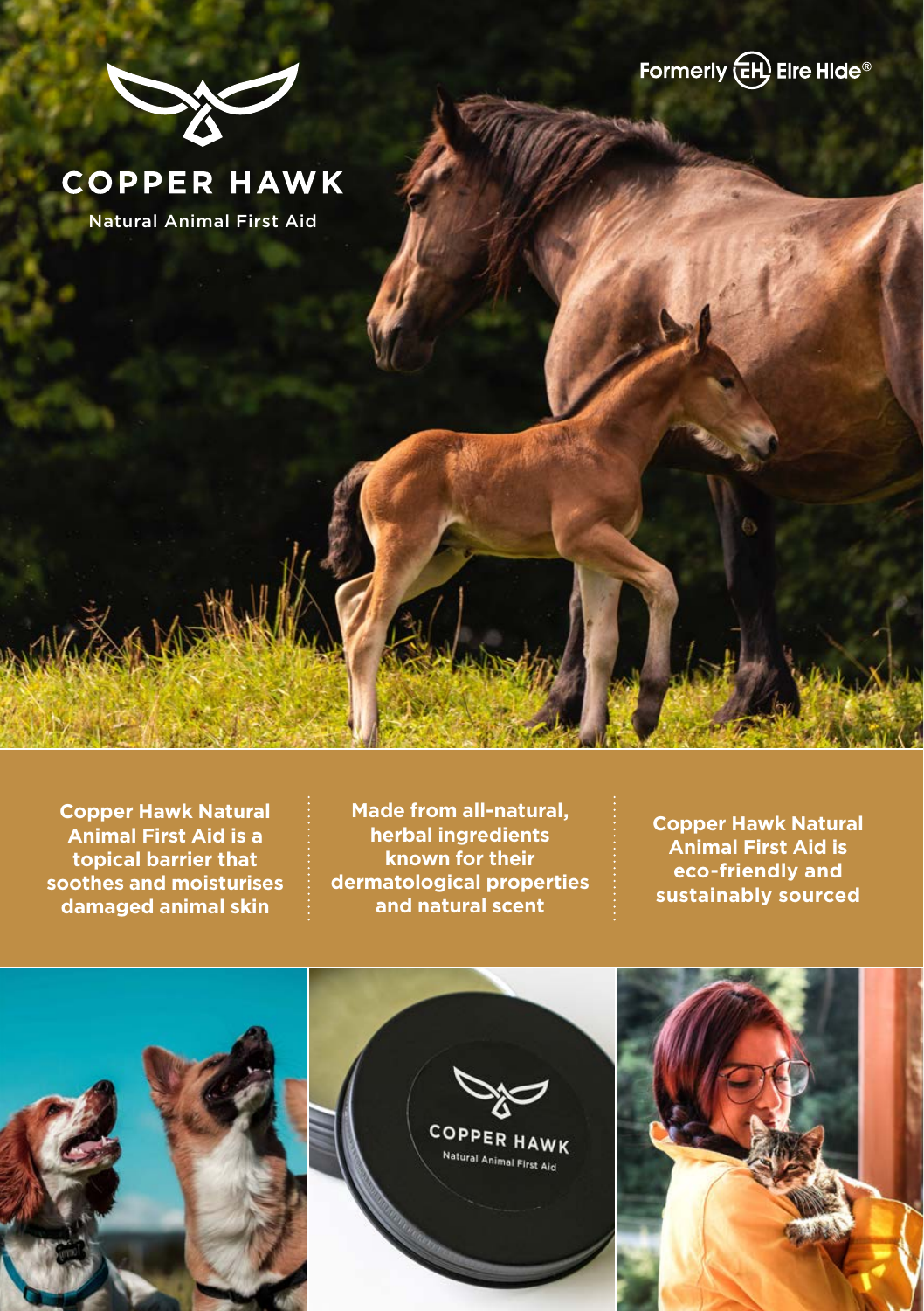Formerly Eire Hide®

# COPPER HAWK

Natural Animal First Aid

**Copper Hawk Natural Animal First Aid is a topical barrier that soothes and moisturises damaged animal skin**

**Made from all-natural, herbal ingredients known for their dermatological properties and natural scent**

**Copper Hawk Natural Animal First Aid is eco-friendly and sustainably sourced**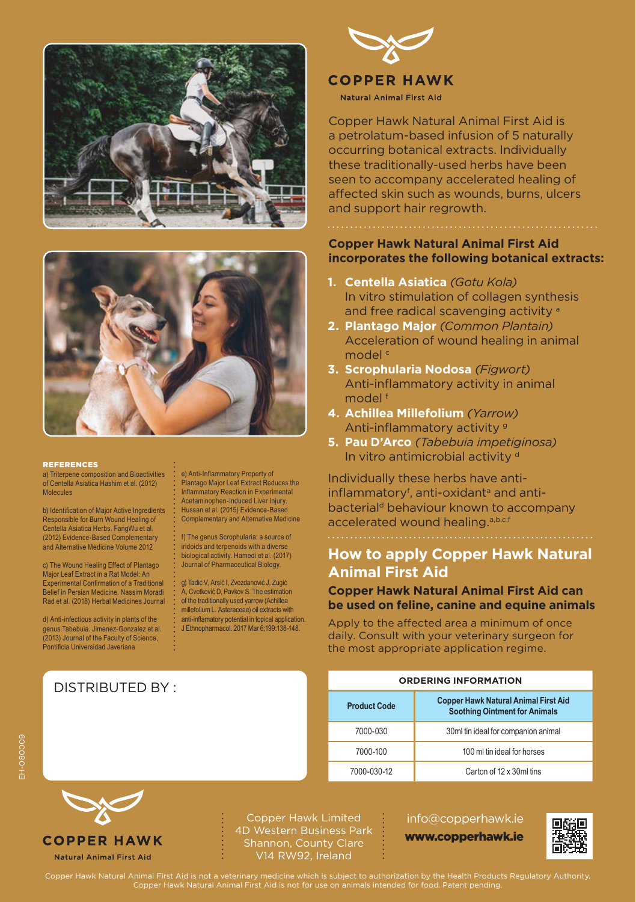# COPPER HAWK

Natural Animal First Aid

Copper Hawk Natural Animal First Aid is a petrolatum-based infusion of 5 naturally occurring botanical extracts. Individually these traditionally-used herbs have been seen to accompany accelerated healing of affected skin such as wounds, burns, ulcers and support hair regrowth.

## Copper Hawk Natural Animal First Aid incorporates the following botanical extracts:

1. **Centella Asiatica** *(Gotu Kola)*
   In vitro stimulation of collagen synthesis and free radical scavenging activity [a]
2. **Plantago Major** *(Common Plantain)*
   Acceleration of wound healing in animal model [c]
3. **Scrophularia Nodosa** *(Figwort)*
   Anti-inflammatory activity in animal model [f]
4. **Achillea Millefolium** *(Yarrow)*
   Anti-inflammatory activity [g]
5. **Pau D'Arco** *(Tabebuia impetiginosa)*
   In vitro antimicrobial activity [d]

Individually these herbs have anti-inflammatory[f], anti-oxidant[a] and anti-bacterial[d] behaviour known to accompany accelerated wound healing.[a,b,c,f]

## How to apply Copper Hawk Natural Animal First Aid

### Copper Hawk Natural Animal First Aid can be used on feline, canine and equine animals

Apply to the affected area a minimum of once daily. Consult with your veterinary surgeon for the most appropriate application regime.

**ORDERING INFORMATION**

| Product Code | Copper Hawk Natural Animal First Aid Soothing Ointment for Animals |
|---|---|
| 7000-030 | 30ml tin ideal for companion animal |
| 7000-100 | 100 ml tin ideal for horses |
| 7000-030-12 | Carton of 12 x 30ml tins |

**REFERENCES**

a) Triterpene composition and Bioactivities of Centella Asiatica Hashim et al. (2012) Molecules

b) Identification of Major Active Ingredients Responsible for Burn Wound Healing of Centella Asiatica Herbs. FangWu et al. (2012) Evidence-Based Complementary and Alternative Medicine Volume 2012

c) The Wound Healing Effect of Plantago Major Leaf Extract in a Rat Model: An Experimental Confirmation of a Traditional Belief in Persian Medicine. Nassim Moradi Rad et al. (2018) Herbal Medicines Journal

d) Anti-infectious activity in plants of the genus Tabebuia. Jimenez-Gonzalez et al. (2013) Journal of the Faculty of Science, Pontificia Universidad Javeriana

e) Anti-Inflammatory Property of Plantago Major Leaf Extract Reduces the Inflammatory Reaction in Experimental Acetaminophen-Induced Liver Injury. Hussan et al. (2015) Evidence-Based Complementary and Alternative Medicine

f) The genus Scrophularia: a source of iridoids and terpenoids with a diverse biological activity. Hamedi et al. (2017) Journal of Pharmaceutical Biology.

g) Tadić V, Arsić I, Zvezdanović J, Zugić A, Cvetković D, Pavkov S. The estimation of the traditionally used yarrow (Achillea millefolium L. Asteraceae) oil extracts with anti-inflamatory potential in topical application. J Ethnopharmacol. 2017 Mar 6;199:138-148.

DISTRIBUTED BY :

EH-080009

**COPPER HAWK**
Natural Animal First Aid

Copper Hawk Limited
4D Western Business Park
Shannon, County Clare
V14 RW92, Ireland

info@copperhawk.ie
**www.copperhawk.ie**

Copper Hawk Natural Animal First Aid is not a veterinary medicine which is subject to authorization by the Health Products Regulatory Authority. Copper Hawk Natural Animal First Aid is not for use on animals intended for food. Patent pending.